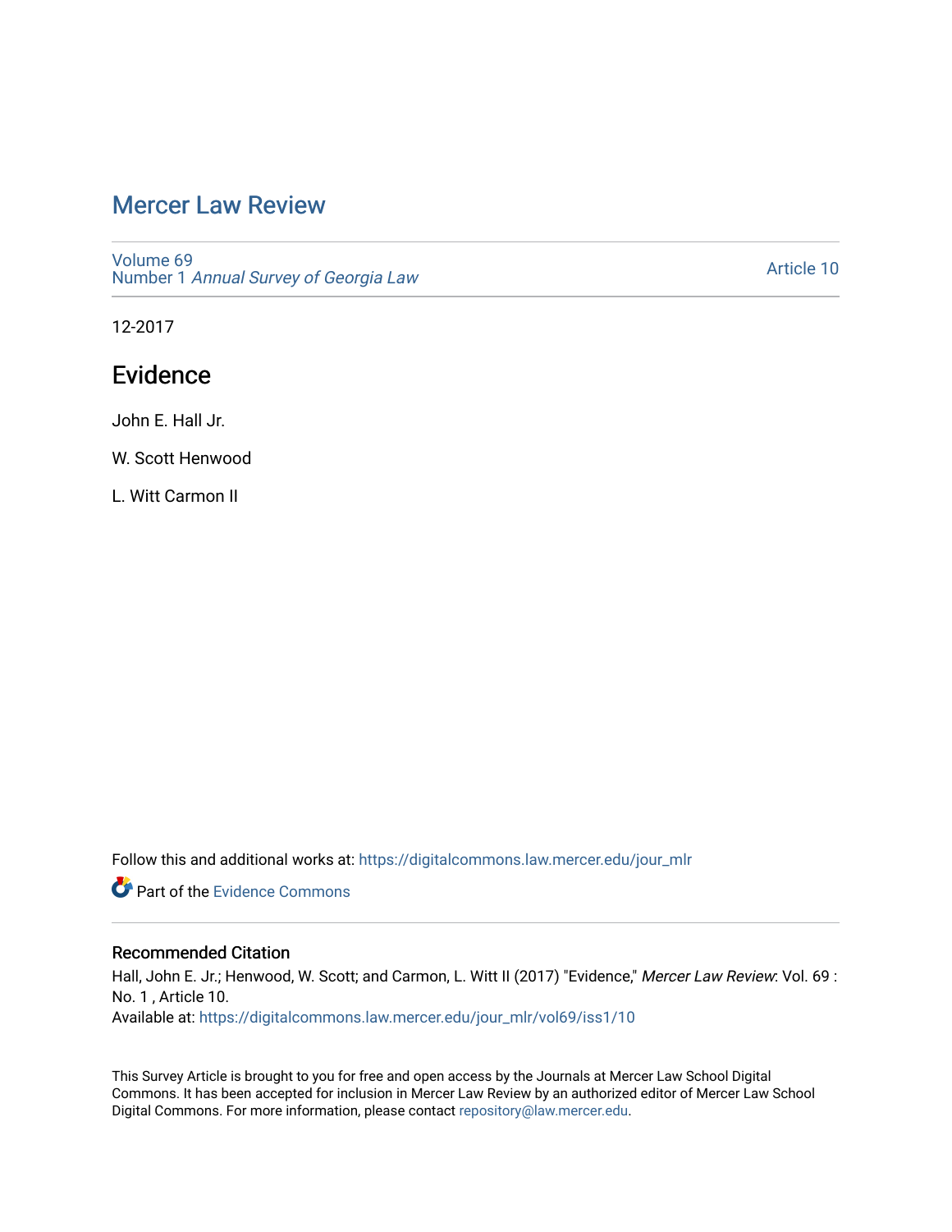# Mercer Law Review

Volume 69
Number 1 *Annual Survey of Georgia Law*

Article 10

12-2017

## Evidence

John E. Hall Jr.

W. Scott Henwood

L. Witt Carmon II

Follow this and additional works at: https://digitalcommons.law.mercer.edu/jour_mlr

Part of the Evidence Commons

### Recommended Citation

Hall, John E. Jr.; Henwood, W. Scott; and Carmon, L. Witt II (2017) "Evidence," *Mercer Law Review*: Vol. 69 : No. 1 , Article 10.
Available at: https://digitalcommons.law.mercer.edu/jour_mlr/vol69/iss1/10

This Survey Article is brought to you for free and open access by the Journals at Mercer Law School Digital Commons. It has been accepted for inclusion in Mercer Law Review by an authorized editor of Mercer Law School Digital Commons. For more information, please contact repository@law.mercer.edu.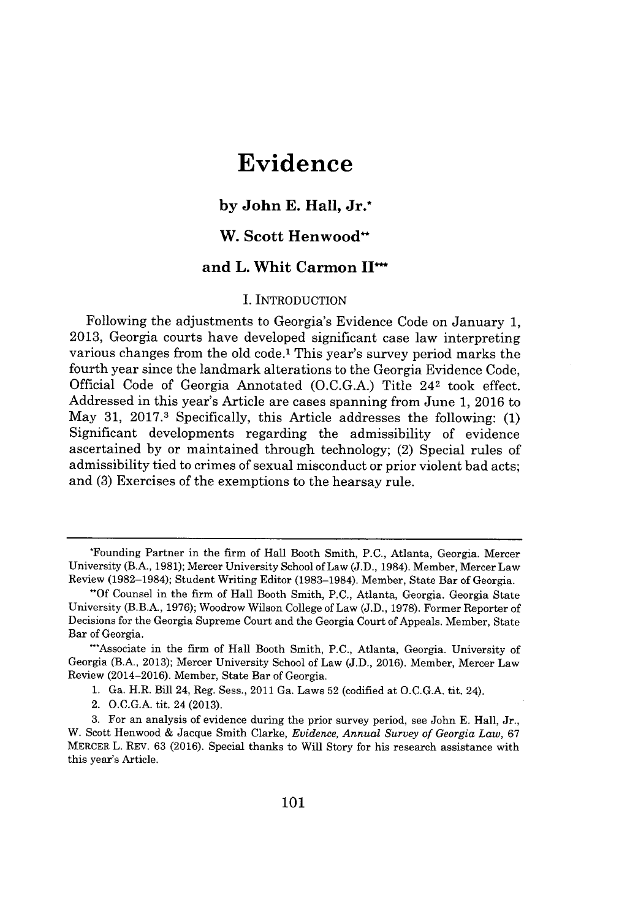# Evidence

**by John E. Hall, Jr.***

**W. Scott Henwood****

**and L. Whit Carmon II*****

## I. INTRODUCTION

Following the adjustments to Georgia's Evidence Code on January 1, 2013, Georgia courts have developed significant case law interpreting various changes from the old code.[1] This year's survey period marks the fourth year since the landmark alterations to the Georgia Evidence Code, Official Code of Georgia Annotated (O.C.G.A.) Title 24[2] took effect. Addressed in this year's Article are cases spanning from June 1, 2016 to May 31, 2017.[3] Specifically, this Article addresses the following: (1) Significant developments regarding the admissibility of evidence ascertained by or maintained through technology; (2) Special rules of admissibility tied to crimes of sexual misconduct or prior violent bad acts; and (3) Exercises of the exemptions to the hearsay rule.

---

*Founding Partner in the firm of Hall Booth Smith, P.C., Atlanta, Georgia. Mercer University (B.A., 1981); Mercer University School of Law (J.D., 1984). Member, Mercer Law Review (1982–1984); Student Writing Editor (1983–1984). Member, State Bar of Georgia.

**Of Counsel in the firm of Hall Booth Smith, P.C., Atlanta, Georgia. Georgia State University (B.B.A., 1976); Woodrow Wilson College of Law (J.D., 1978). Former Reporter of Decisions for the Georgia Supreme Court and the Georgia Court of Appeals. Member, State Bar of Georgia.

***Associate in the firm of Hall Booth Smith, P.C., Atlanta, Georgia. University of Georgia (B.A., 2013); Mercer University School of Law (J.D., 2016). Member, Mercer Law Review (2014–2016). Member, State Bar of Georgia.

1. Ga. H.R. Bill 24, Reg. Sess., 2011 Ga. Laws 52 (codified at O.C.G.A. tit. 24).

2. O.C.G.A. tit. 24 (2013).

3. For an analysis of evidence during the prior survey period, see John E. Hall, Jr., W. Scott Henwood & Jacque Smith Clarke, *Evidence, Annual Survey of Georgia Law*, 67 MERCER L. REV. 63 (2016). Special thanks to Will Story for his research assistance with this year's Article.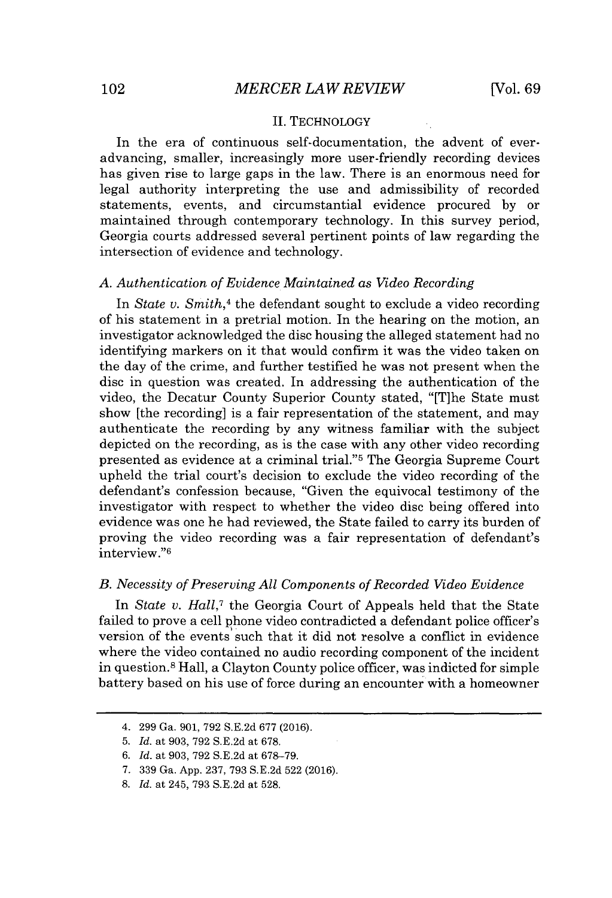## II. TECHNOLOGY

In the era of continuous self-documentation, the advent of ever-advancing, smaller, increasingly more user-friendly recording devices has given rise to large gaps in the law. There is an enormous need for legal authority interpreting the use and admissibility of recorded statements, events, and circumstantial evidence procured by or maintained through contemporary technology. In this survey period, Georgia courts addressed several pertinent points of law regarding the intersection of evidence and technology.

### *A. Authentication of Evidence Maintained as Video Recording*

In *State v. Smith*,[4] the defendant sought to exclude a video recording of his statement in a pretrial motion. In the hearing on the motion, an investigator acknowledged the disc housing the alleged statement had no identifying markers on it that would confirm it was the video taken on the day of the crime, and further testified he was not present when the disc in question was created. In addressing the authentication of the video, the Decatur County Superior County stated, "[T]he State must show [the recording] is a fair representation of the statement, and may authenticate the recording by any witness familiar with the subject depicted on the recording, as is the case with any other video recording presented as evidence at a criminal trial."[5] The Georgia Supreme Court upheld the trial court's decision to exclude the video recording of the defendant's confession because, "Given the equivocal testimony of the investigator with respect to whether the video disc being offered into evidence was one he had reviewed, the State failed to carry its burden of proving the video recording was a fair representation of defendant's interview."[6]

### *B. Necessity of Preserving All Components of Recorded Video Evidence*

In *State v. Hall*,[7] the Georgia Court of Appeals held that the State failed to prove a cell phone video contradicted a defendant police officer's version of the events such that it did not resolve a conflict in evidence where the video contained no audio recording component of the incident in question.[8] Hall, a Clayton County police officer, was indicted for simple battery based on his use of force during an encounter with a homeowner

---

4. 299 Ga. 901, 792 S.E.2d 677 (2016).
5. *Id.* at 903, 792 S.E.2d at 678.
6. *Id.* at 903, 792 S.E.2d at 678–79.
7. 339 Ga. App. 237, 793 S.E.2d 522 (2016).
8. *Id.* at 245, 793 S.E.2d at 528.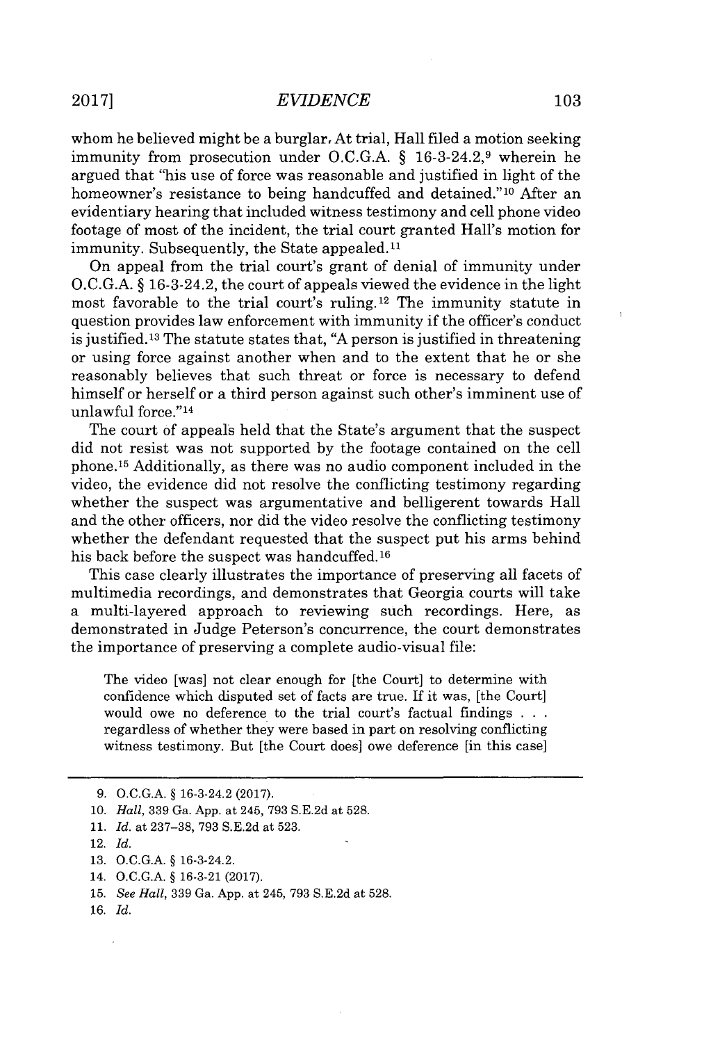whom he believed might be a burglar. At trial, Hall filed a motion seeking immunity from prosecution under O.C.G.A. § 16-3-24.2,[9] wherein he argued that "his use of force was reasonable and justified in light of the homeowner's resistance to being handcuffed and detained."[10] After an evidentiary hearing that included witness testimony and cell phone video footage of most of the incident, the trial court granted Hall's motion for immunity. Subsequently, the State appealed.[11]

On appeal from the trial court's grant of denial of immunity under O.C.G.A. § 16-3-24.2, the court of appeals viewed the evidence in the light most favorable to the trial court's ruling.[12] The immunity statute in question provides law enforcement with immunity if the officer's conduct is justified.[13] The statute states that, "A person is justified in threatening or using force against another when and to the extent that he or she reasonably believes that such threat or force is necessary to defend himself or herself or a third person against such other's imminent use of unlawful force."[14]

The court of appeals held that the State's argument that the suspect did not resist was not supported by the footage contained on the cell phone.[15] Additionally, as there was no audio component included in the video, the evidence did not resolve the conflicting testimony regarding whether the suspect was argumentative and belligerent towards Hall and the other officers, nor did the video resolve the conflicting testimony whether the defendant requested that the suspect put his arms behind his back before the suspect was handcuffed.[16]

This case clearly illustrates the importance of preserving all facets of multimedia recordings, and demonstrates that Georgia courts will take a multi-layered approach to reviewing such recordings. Here, as demonstrated in Judge Peterson's concurrence, the court demonstrates the importance of preserving a complete audio-visual file:

> The video [was] not clear enough for [the Court] to determine with confidence which disputed set of facts are true. If it was, [the Court] would owe no deference to the trial court's factual findings . . . regardless of whether they were based in part on resolving conflicting witness testimony. But [the Court does] owe deference [in this case]

---

9. O.C.G.A. § 16-3-24.2 (2017).
10. *Hall*, 339 Ga. App. at 245, 793 S.E.2d at 528.
11. *Id.* at 237–38, 793 S.E.2d at 523.
12. *Id.*
13. O.C.G.A. § 16-3-24.2.
14. O.C.G.A. § 16-3-21 (2017).
15. *See Hall*, 339 Ga. App. at 245, 793 S.E.2d at 528.
16. *Id.*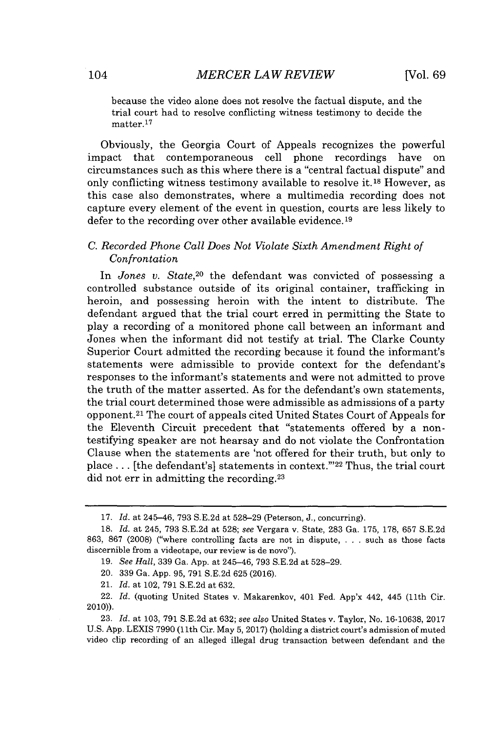because the video alone does not resolve the factual dispute, and the trial court had to resolve conflicting witness testimony to decide the matter.[17]

Obviously, the Georgia Court of Appeals recognizes the powerful impact that contemporaneous cell phone recordings have on circumstances such as this where there is a "central factual dispute" and only conflicting witness testimony available to resolve it.[18] However, as this case also demonstrates, where a multimedia recording does not capture every element of the event in question, courts are less likely to defer to the recording over other available evidence.[19]

### C. *Recorded Phone Call Does Not Violate Sixth Amendment Right of Confrontation*

In *Jones v. State*,[20] the defendant was convicted of possessing a controlled substance outside of its original container, trafficking in heroin, and possessing heroin with the intent to distribute. The defendant argued that the trial court erred in permitting the State to play a recording of a monitored phone call between an informant and Jones when the informant did not testify at trial. The Clarke County Superior Court admitted the recording because it found the informant's statements were admissible to provide context for the defendant's responses to the informant's statements and were not admitted to prove the truth of the matter asserted. As for the defendant's own statements, the trial court determined those were admissible as admissions of a party opponent.[21] The court of appeals cited United States Court of Appeals for the Eleventh Circuit precedent that "statements offered by a non-testifying speaker are not hearsay and do not violate the Confrontation Clause when the statements are 'not offered for their truth, but only to place . . . [the defendant's] statements in context.'"[22] Thus, the trial court did not err in admitting the recording.[23]

---

17. *Id.* at 245–46, 793 S.E.2d at 528–29 (Peterson, J., concurring).

18. *Id.* at 245, 793 S.E.2d at 528; *see* Vergara v. State, 283 Ga. 175, 178, 657 S.E.2d 863, 867 (2008) ("where controlling facts are not in dispute, . . . such as those facts discernible from a videotape, our review is de novo").

19. *See Hall*, 339 Ga. App. at 245–46, 793 S.E.2d at 528–29.

20. 339 Ga. App. 95, 791 S.E.2d 625 (2016).

21. *Id.* at 102, 791 S.E.2d at 632.

22. *Id.* (quoting United States v. Makarenkov, 401 Fed. App'x 442, 445 (11th Cir. 2010)).

23. *Id.* at 103, 791 S.E.2d at 632; *see also* United States v. Taylor, No. 16-10638, 2017 U.S. App. LEXIS 7990 (11th Cir. May 5, 2017) (holding a district court's admission of muted video clip recording of an alleged illegal drug transaction between defendant and the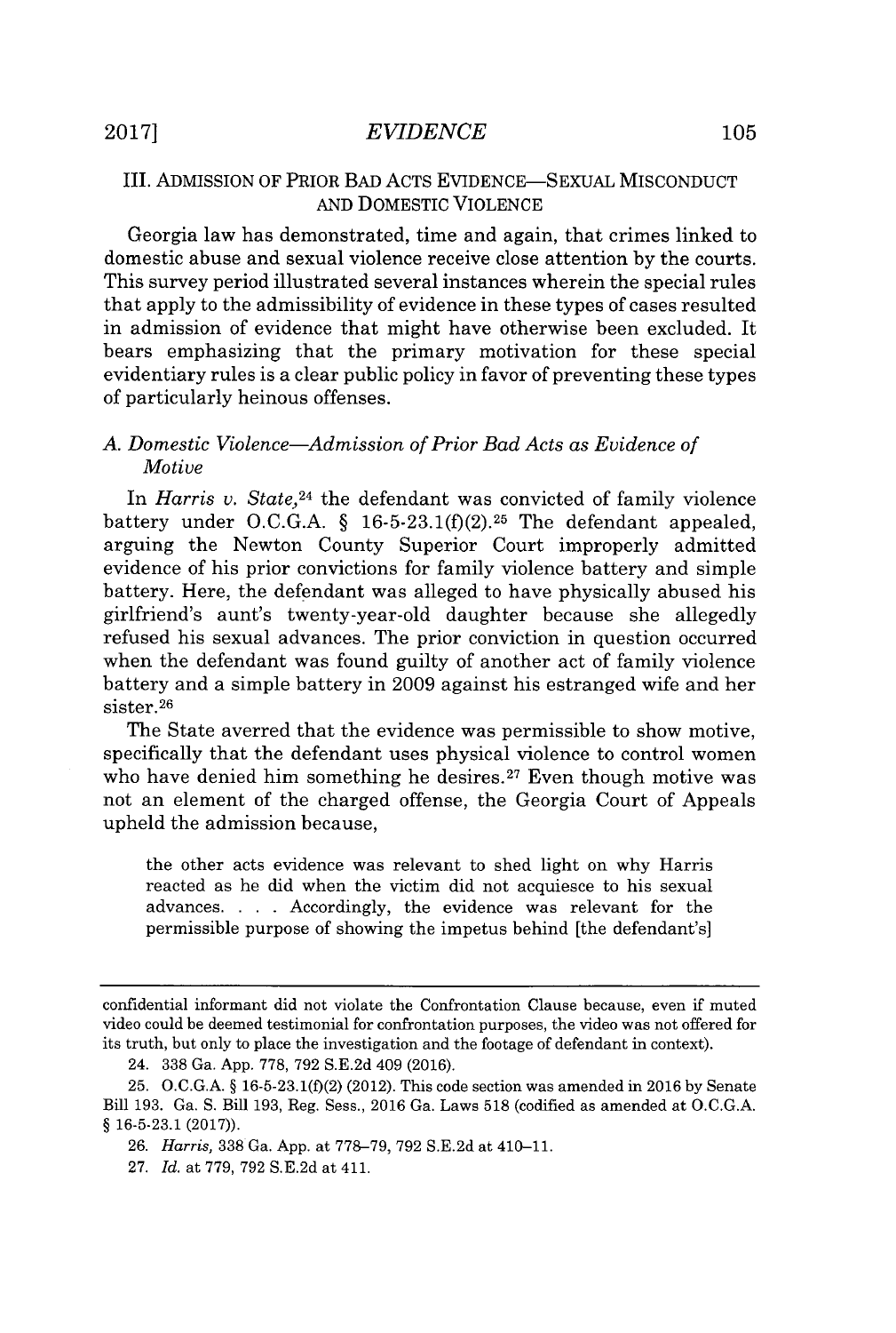## III. ADMISSION OF PRIOR BAD ACTS EVIDENCE—SEXUAL MISCONDUCT AND DOMESTIC VIOLENCE

Georgia law has demonstrated, time and again, that crimes linked to domestic abuse and sexual violence receive close attention by the courts. This survey period illustrated several instances wherein the special rules that apply to the admissibility of evidence in these types of cases resulted in admission of evidence that might have otherwise been excluded. It bears emphasizing that the primary motivation for these special evidentiary rules is a clear public policy in favor of preventing these types of particularly heinous offenses.

### A. Domestic Violence—Admission of Prior Bad Acts as Evidence of Motive

In *Harris v. State*,[24] the defendant was convicted of family violence battery under O.C.G.A. § 16-5-23.1(f)(2).[25] The defendant appealed, arguing the Newton County Superior Court improperly admitted evidence of his prior convictions for family violence battery and simple battery. Here, the defendant was alleged to have physically abused his girlfriend's aunt's twenty-year-old daughter because she allegedly refused his sexual advances. The prior conviction in question occurred when the defendant was found guilty of another act of family violence battery and a simple battery in 2009 against his estranged wife and her sister.[26]

The State averred that the evidence was permissible to show motive, specifically that the defendant uses physical violence to control women who have denied him something he desires.[27] Even though motive was not an element of the charged offense, the Georgia Court of Appeals upheld the admission because,

> the other acts evidence was relevant to shed light on why Harris reacted as he did when the victim did not acquiesce to his sexual advances. . . . Accordingly, the evidence was relevant for the permissible purpose of showing the impetus behind [the defendant's]

---

confidential informant did not violate the Confrontation Clause because, even if muted video could be deemed testimonial for confrontation purposes, the video was not offered for its truth, but only to place the investigation and the footage of defendant in context).

24. 338 Ga. App. 778, 792 S.E.2d 409 (2016).

25. O.C.G.A. § 16-5-23.1(f)(2) (2012). This code section was amended in 2016 by Senate Bill 193. Ga. S. Bill 193, Reg. Sess., 2016 Ga. Laws 518 (codified as amended at O.C.G.A. § 16-5-23.1 (2017)).

26. *Harris*, 338 Ga. App. at 778–79, 792 S.E.2d at 410–11.

27. *Id.* at 779, 792 S.E.2d at 411.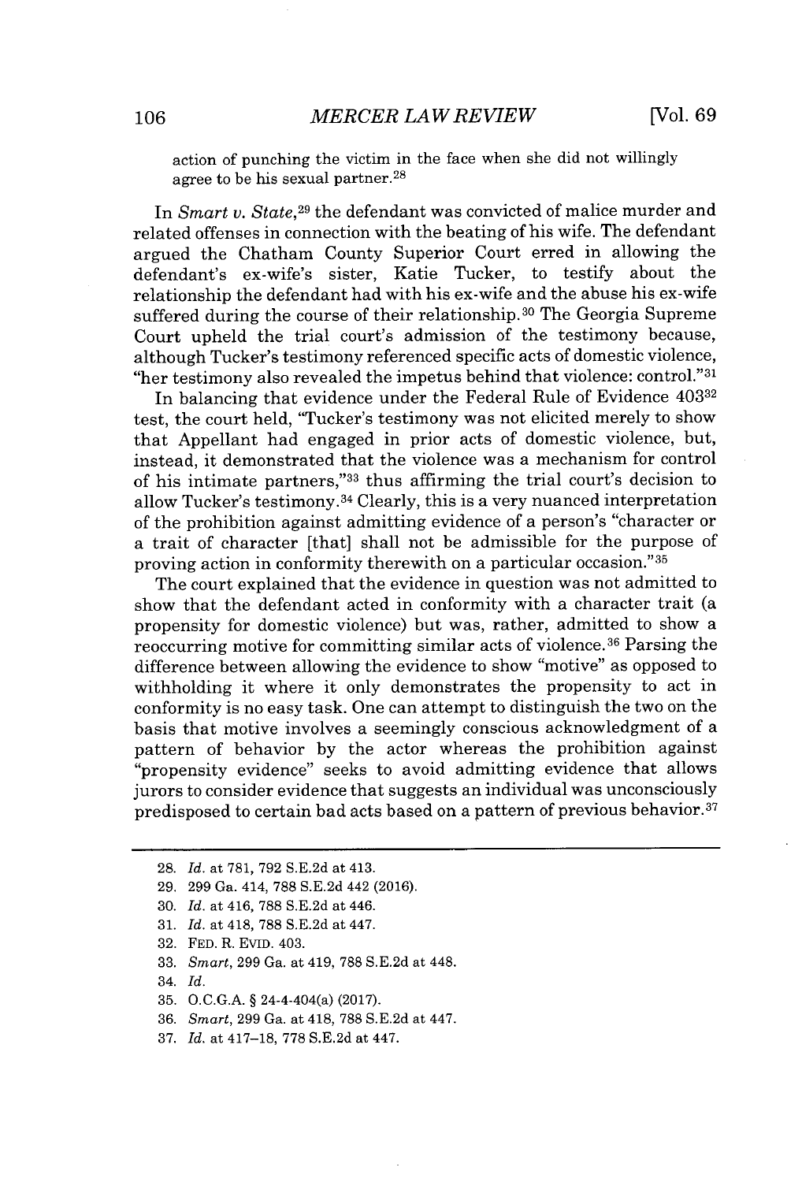action of punching the victim in the face when she did not willingly agree to be his sexual partner.[28]

In *Smart v. State*,[29] the defendant was convicted of malice murder and related offenses in connection with the beating of his wife. The defendant argued the Chatham County Superior Court erred in allowing the defendant's ex-wife's sister, Katie Tucker, to testify about the relationship the defendant had with his ex-wife and the abuse his ex-wife suffered during the course of their relationship.[30] The Georgia Supreme Court upheld the trial court's admission of the testimony because, although Tucker's testimony referenced specific acts of domestic violence, "her testimony also revealed the impetus behind that violence: control."[31]

In balancing that evidence under the Federal Rule of Evidence 403[32] test, the court held, "Tucker's testimony was not elicited merely to show that Appellant had engaged in prior acts of domestic violence, but, instead, it demonstrated that the violence was a mechanism for control of his intimate partners,"[33] thus affirming the trial court's decision to allow Tucker's testimony.[34] Clearly, this is a very nuanced interpretation of the prohibition against admitting evidence of a person's "character or a trait of character [that] shall not be admissible for the purpose of proving action in conformity therewith on a particular occasion."[35]

The court explained that the evidence in question was not admitted to show that the defendant acted in conformity with a character trait (a propensity for domestic violence) but was, rather, admitted to show a reoccurring motive for committing similar acts of violence.[36] Parsing the difference between allowing the evidence to show "motive" as opposed to withholding it where it only demonstrates the propensity to act in conformity is no easy task. One can attempt to distinguish the two on the basis that motive involves a seemingly conscious acknowledgment of a pattern of behavior by the actor whereas the prohibition against "propensity evidence" seeks to avoid admitting evidence that allows jurors to consider evidence that suggests an individual was unconsciously predisposed to certain bad acts based on a pattern of previous behavior.[37]

---

28. *Id.* at 781, 792 S.E.2d at 413.
29. 299 Ga. 414, 788 S.E.2d 442 (2016).
30. *Id.* at 416, 788 S.E.2d at 446.
31. *Id.* at 418, 788 S.E.2d at 447.
32. FED. R. EVID. 403.
33. *Smart*, 299 Ga. at 419, 788 S.E.2d at 448.
34. *Id.*
35. O.C.G.A. § 24-4-404(a) (2017).
36. *Smart*, 299 Ga. at 418, 788 S.E.2d at 447.
37. *Id.* at 417–18, 778 S.E.2d at 447.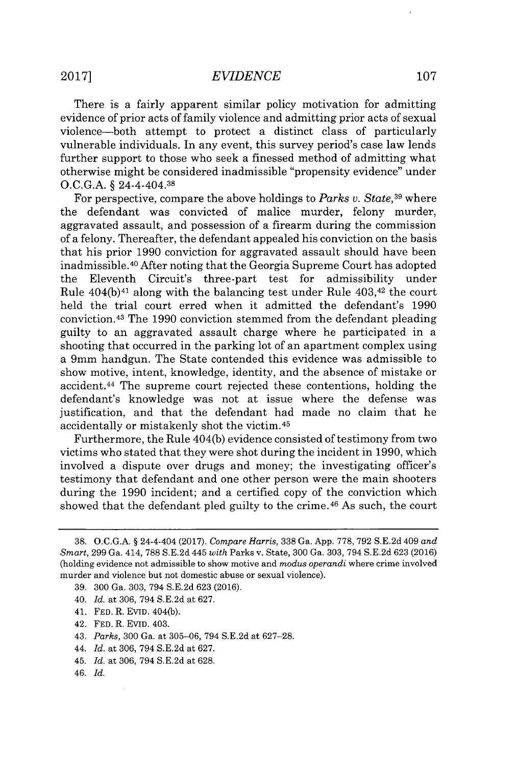There is a fairly apparent similar policy motivation for admitting evidence of prior acts of family violence and admitting prior acts of sexual violence—both attempt to protect a distinct class of particularly vulnerable individuals. In any event, this survey period's case law lends further support to those who seek a finessed method of admitting what otherwise might be considered inadmissible "propensity evidence" under O.C.G.A. § 24-4-404.[38]

For perspective, compare the above holdings to *Parks v. State*,[39] where the defendant was convicted of malice murder, felony murder, aggravated assault, and possession of a firearm during the commission of a felony. Thereafter, the defendant appealed his conviction on the basis that his prior 1990 conviction for aggravated assault should have been inadmissible.[40] After noting that the Georgia Supreme Court has adopted the Eleventh Circuit's three-part test for admissibility under Rule 404(b)[41] along with the balancing test under Rule 403,[42] the court held the trial court erred when it admitted the defendant's 1990 conviction.[43] The 1990 conviction stemmed from the defendant pleading guilty to an aggravated assault charge where he participated in a shooting that occurred in the parking lot of an apartment complex using a 9mm handgun. The State contended this evidence was admissible to show motive, intent, knowledge, identity, and the absence of mistake or accident.[44] The supreme court rejected these contentions, holding the defendant's knowledge was not at issue where the defense was justification, and that the defendant had made no claim that he accidentally or mistakenly shot the victim.[45]

Furthermore, the Rule 404(b) evidence consisted of testimony from two victims who stated that they were shot during the incident in 1990, which involved a dispute over drugs and money; the investigating officer's testimony that defendant and one other person were the main shooters during the 1990 incident; and a certified copy of the conviction which showed that the defendant pled guilty to the crime.[46] As such, the court

---

38. O.C.G.A. § 24-4-404 (2017). *Compare Harris*, 338 Ga. App. 778, 792 S.E.2d 409 *and Smart*, 299 Ga. 414, 788 S.E.2d 445 *with* Parks v. State, 300 Ga. 303, 794 S.E.2d 623 (2016) (holding evidence not admissible to show motive and *modus operandi* where crime involved murder and violence but not domestic abuse or sexual violence).

39. 300 Ga. 303, 794 S.E.2d 623 (2016).

40. *Id.* at 306, 794 S.E.2d at 627.

41. FED. R. EVID. 404(b).

42. FED. R. EVID. 403.

43. *Parks*, 300 Ga. at 305–06, 794 S.E.2d at 627–28.

44. *Id.* at 306, 794 S.E.2d at 627.

45. *Id.* at 306, 794 S.E.2d at 628.

46. *Id.*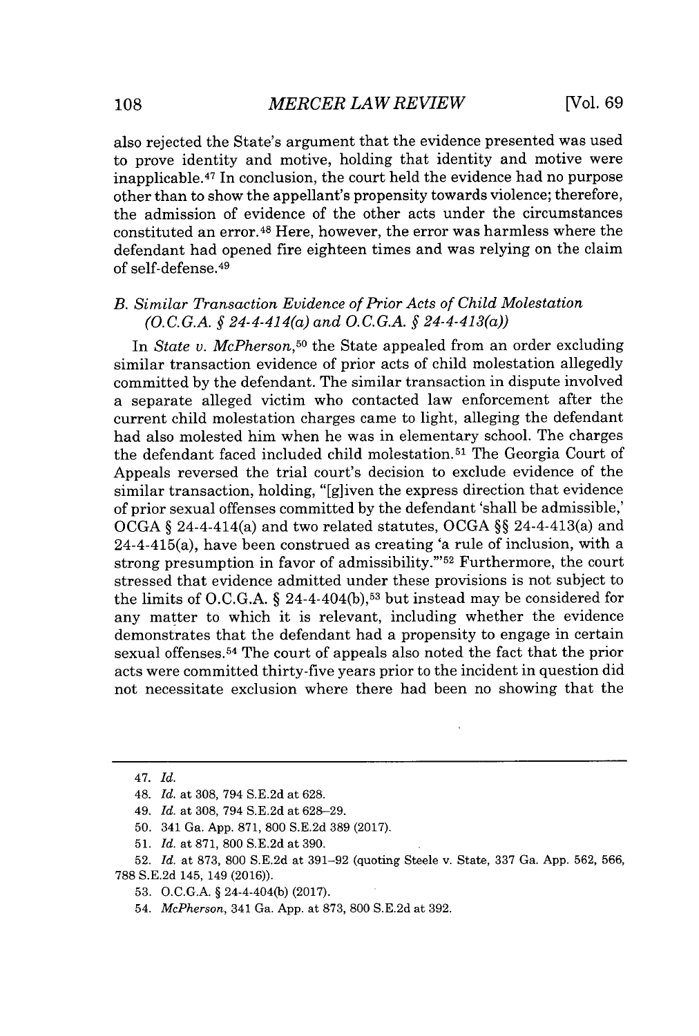also rejected the State's argument that the evidence presented was used to prove identity and motive, holding that identity and motive were inapplicable.[47] In conclusion, the court held the evidence had no purpose other than to show the appellant's propensity towards violence; therefore, the admission of evidence of the other acts under the circumstances constituted an error.[48] Here, however, the error was harmless where the defendant had opened fire eighteen times and was relying on the claim of self-defense.[49]

### B. *Similar Transaction Evidence of Prior Acts of Child Molestation (O.C.G.A. § 24-4-414(a) and O.C.G.A. § 24-4-413(a))*

In *State v. McPherson*,[50] the State appealed from an order excluding similar transaction evidence of prior acts of child molestation allegedly committed by the defendant. The similar transaction in dispute involved a separate alleged victim who contacted law enforcement after the current child molestation charges came to light, alleging the defendant had also molested him when he was in elementary school. The charges the defendant faced included child molestation.[51] The Georgia Court of Appeals reversed the trial court's decision to exclude evidence of the similar transaction, holding, "[g]iven the express direction that evidence of prior sexual offenses committed by the defendant 'shall be admissible,' OCGA § 24-4-414(a) and two related statutes, OCGA §§ 24-4-413(a) and 24-4-415(a), have been construed as creating 'a rule of inclusion, with a strong presumption in favor of admissibility.'"[52] Furthermore, the court stressed that evidence admitted under these provisions is not subject to the limits of O.C.G.A. § 24-4-404(b),[53] but instead may be considered for any matter to which it is relevant, including whether the evidence demonstrates that the defendant had a propensity to engage in certain sexual offenses.[54] The court of appeals also noted the fact that the prior acts were committed thirty-five years prior to the incident in question did not necessitate exclusion where there had been no showing that the

---

47. *Id.*

48. *Id.* at 308, 794 S.E.2d at 628.

49. *Id.* at 308, 794 S.E.2d at 628–29.

50. 341 Ga. App. 871, 800 S.E.2d 389 (2017).

51. *Id.* at 871, 800 S.E.2d at 390.

52. *Id.* at 873, 800 S.E.2d at 391–92 (quoting Steele v. State, 337 Ga. App. 562, 566, 788 S.E.2d 145, 149 (2016)).

53. O.C.G.A. § 24-4-404(b) (2017).

54. *McPherson*, 341 Ga. App. at 873, 800 S.E.2d at 392.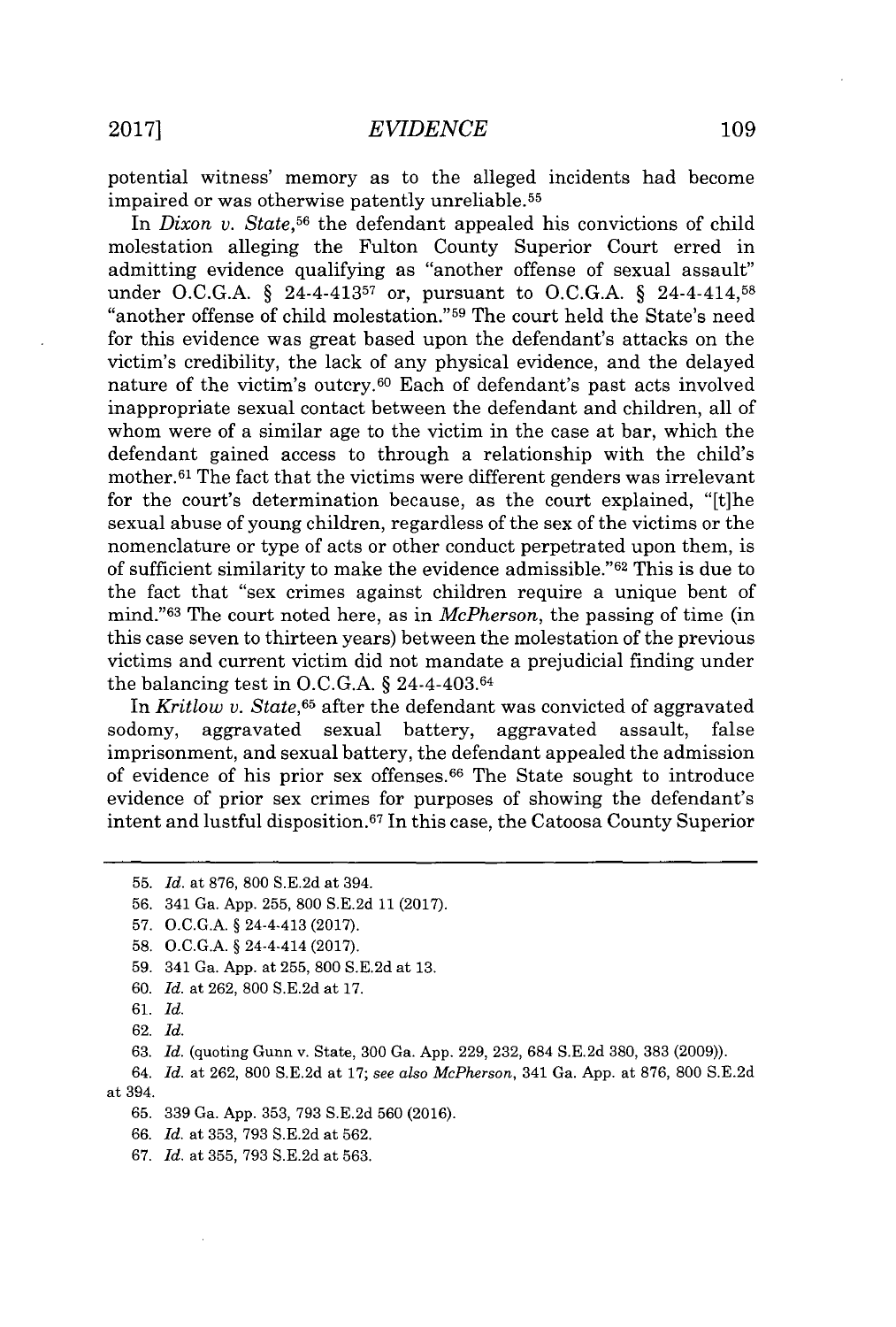potential witness' memory as to the alleged incidents had become impaired or was otherwise patently unreliable.[55]

In *Dixon v. State*,[56] the defendant appealed his convictions of child molestation alleging the Fulton County Superior Court erred in admitting evidence qualifying as "another offense of sexual assault" under O.C.G.A. § 24-4-413[57] or, pursuant to O.C.G.A. § 24-4-414,[58] "another offense of child molestation."[59] The court held the State's need for this evidence was great based upon the defendant's attacks on the victim's credibility, the lack of any physical evidence, and the delayed nature of the victim's outcry.[60] Each of defendant's past acts involved inappropriate sexual contact between the defendant and children, all of whom were of a similar age to the victim in the case at bar, which the defendant gained access to through a relationship with the child's mother.[61] The fact that the victims were different genders was irrelevant for the court's determination because, as the court explained, "[t]he sexual abuse of young children, regardless of the sex of the victims or the nomenclature or type of acts or other conduct perpetrated upon them, is of sufficient similarity to make the evidence admissible."[62] This is due to the fact that "sex crimes against children require a unique bent of mind."[63] The court noted here, as in *McPherson*, the passing of time (in this case seven to thirteen years) between the molestation of the previous victims and current victim did not mandate a prejudicial finding under the balancing test in O.C.G.A. § 24-4-403.[64]

In *Kritlow v. State*,[65] after the defendant was convicted of aggravated sodomy, aggravated sexual battery, aggravated assault, false imprisonment, and sexual battery, the defendant appealed the admission of evidence of his prior sex offenses.[66] The State sought to introduce evidence of prior sex crimes for purposes of showing the defendant's intent and lustful disposition.[67] In this case, the Catoosa County Superior

---

55. *Id.* at 876, 800 S.E.2d at 394.

56. 341 Ga. App. 255, 800 S.E.2d 11 (2017).

57. O.C.G.A. § 24-4-413 (2017).

58. O.C.G.A. § 24-4-414 (2017).

59. 341 Ga. App. at 255, 800 S.E.2d at 13.

60. *Id.* at 262, 800 S.E.2d at 17.

61. *Id.*

62. *Id.*

63. *Id.* (quoting Gunn v. State, 300 Ga. App. 229, 232, 684 S.E.2d 380, 383 (2009)).

64. *Id.* at 262, 800 S.E.2d at 17; *see also McPherson*, 341 Ga. App. at 876, 800 S.E.2d at 394.

65. 339 Ga. App. 353, 793 S.E.2d 560 (2016).

66. *Id.* at 353, 793 S.E.2d at 562.

67. *Id.* at 355, 793 S.E.2d at 563.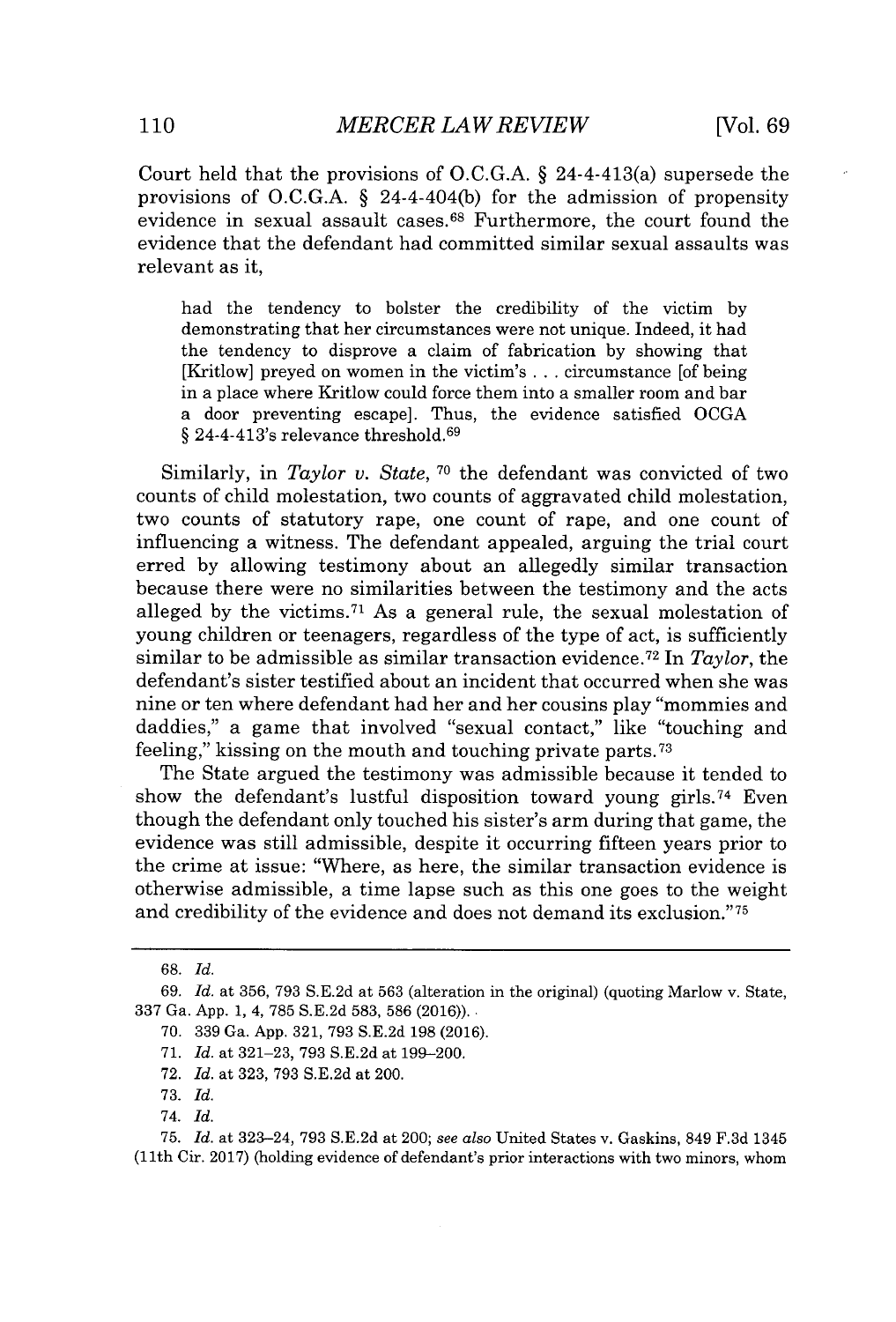Court held that the provisions of O.C.G.A. § 24-4-413(a) supersede the provisions of O.C.G.A. § 24-4-404(b) for the admission of propensity evidence in sexual assault cases.[68] Furthermore, the court found the evidence that the defendant had committed similar sexual assaults was relevant as it,

> had the tendency to bolster the credibility of the victim by demonstrating that her circumstances were not unique. Indeed, it had the tendency to disprove a claim of fabrication by showing that [Kritlow] preyed on women in the victim's . . . circumstance [of being in a place where Kritlow could force them into a smaller room and bar a door preventing escape]. Thus, the evidence satisfied OCGA § 24-4-413's relevance threshold.[69]

Similarly, in *Taylor v. State*, [70] the defendant was convicted of two counts of child molestation, two counts of aggravated child molestation, two counts of statutory rape, one count of rape, and one count of influencing a witness. The defendant appealed, arguing the trial court erred by allowing testimony about an allegedly similar transaction because there were no similarities between the testimony and the acts alleged by the victims.[71] As a general rule, the sexual molestation of young children or teenagers, regardless of the type of act, is sufficiently similar to be admissible as similar transaction evidence.[72] In *Taylor*, the defendant's sister testified about an incident that occurred when she was nine or ten where defendant had her and her cousins play "mommies and daddies," a game that involved "sexual contact," like "touching and feeling," kissing on the mouth and touching private parts.[73]

The State argued the testimony was admissible because it tended to show the defendant's lustful disposition toward young girls.[74] Even though the defendant only touched his sister's arm during that game, the evidence was still admissible, despite it occurring fifteen years prior to the crime at issue: "Where, as here, the similar transaction evidence is otherwise admissible, a time lapse such as this one goes to the weight and credibility of the evidence and does not demand its exclusion."[75]

---

68. *Id.*

69. *Id.* at 356, 793 S.E.2d at 563 (alteration in the original) (quoting Marlow v. State, 337 Ga. App. 1, 4, 785 S.E.2d 583, 586 (2016)).

70. 339 Ga. App. 321, 793 S.E.2d 198 (2016).

71. *Id.* at 321–23, 793 S.E.2d at 199–200.

72. *Id.* at 323, 793 S.E.2d at 200.

73. *Id.*

74. *Id.*

75. *Id.* at 323–24, 793 S.E.2d at 200; *see also* United States v. Gaskins, 849 F.3d 1345 (11th Cir. 2017) (holding evidence of defendant's prior interactions with two minors, whom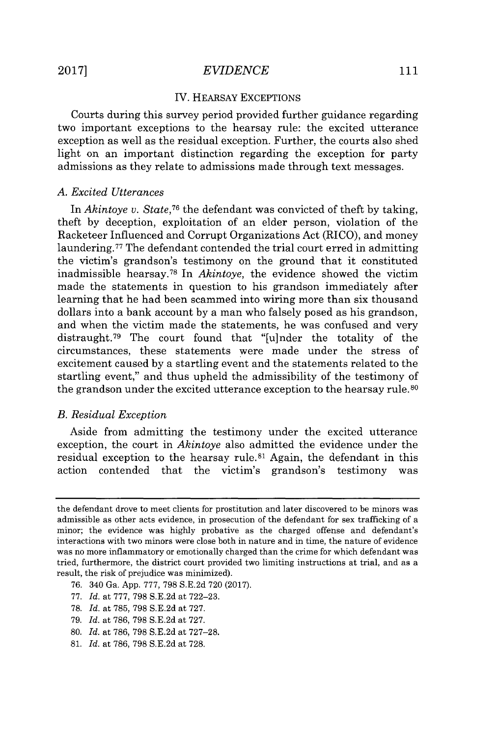## IV. HEARSAY EXCEPTIONS

Courts during this survey period provided further guidance regarding two important exceptions to the hearsay rule: the excited utterance exception as well as the residual exception. Further, the courts also shed light on an important distinction regarding the exception for party admissions as they relate to admissions made through text messages.

### A. Excited Utterances

In *Akintoye v. State*,[76] the defendant was convicted of theft by taking, theft by deception, exploitation of an elder person, violation of the Racketeer Influenced and Corrupt Organizations Act (RICO), and money laundering.[77] The defendant contended the trial court erred in admitting the victim's grandson's testimony on the ground that it constituted inadmissible hearsay.[78] In *Akintoye*, the evidence showed the victim made the statements in question to his grandson immediately after learning that he had been scammed into wiring more than six thousand dollars into a bank account by a man who falsely posed as his grandson, and when the victim made the statements, he was confused and very distraught.[79] The court found that "[u]nder the totality of the circumstances, these statements were made under the stress of excitement caused by a startling event and the statements related to the startling event," and thus upheld the admissibility of the testimony of the grandson under the excited utterance exception to the hearsay rule.[80]

### B. Residual Exception

Aside from admitting the testimony under the excited utterance exception, the court in *Akintoye* also admitted the evidence under the residual exception to the hearsay rule.[81] Again, the defendant in this action contended that the victim's grandson's testimony was

---

the defendant drove to meet clients for prostitution and later discovered to be minors was admissible as other acts evidence, in prosecution of the defendant for sex trafficking of a minor; the evidence was highly probative as the charged offense and defendant's interactions with two minors were close both in nature and in time, the nature of evidence was no more inflammatory or emotionally charged than the crime for which defendant was tried, furthermore, the district court provided two limiting instructions at trial, and as a result, the risk of prejudice was minimized).

76. 340 Ga. App. 777, 798 S.E.2d 720 (2017).

77. *Id.* at 777, 798 S.E.2d at 722–23.

78. *Id.* at 785, 798 S.E.2d at 727.

79. *Id.* at 786, 798 S.E.2d at 727.

80. *Id.* at 786, 798 S.E.2d at 727–28.

81. *Id.* at 786, 798 S.E.2d at 728.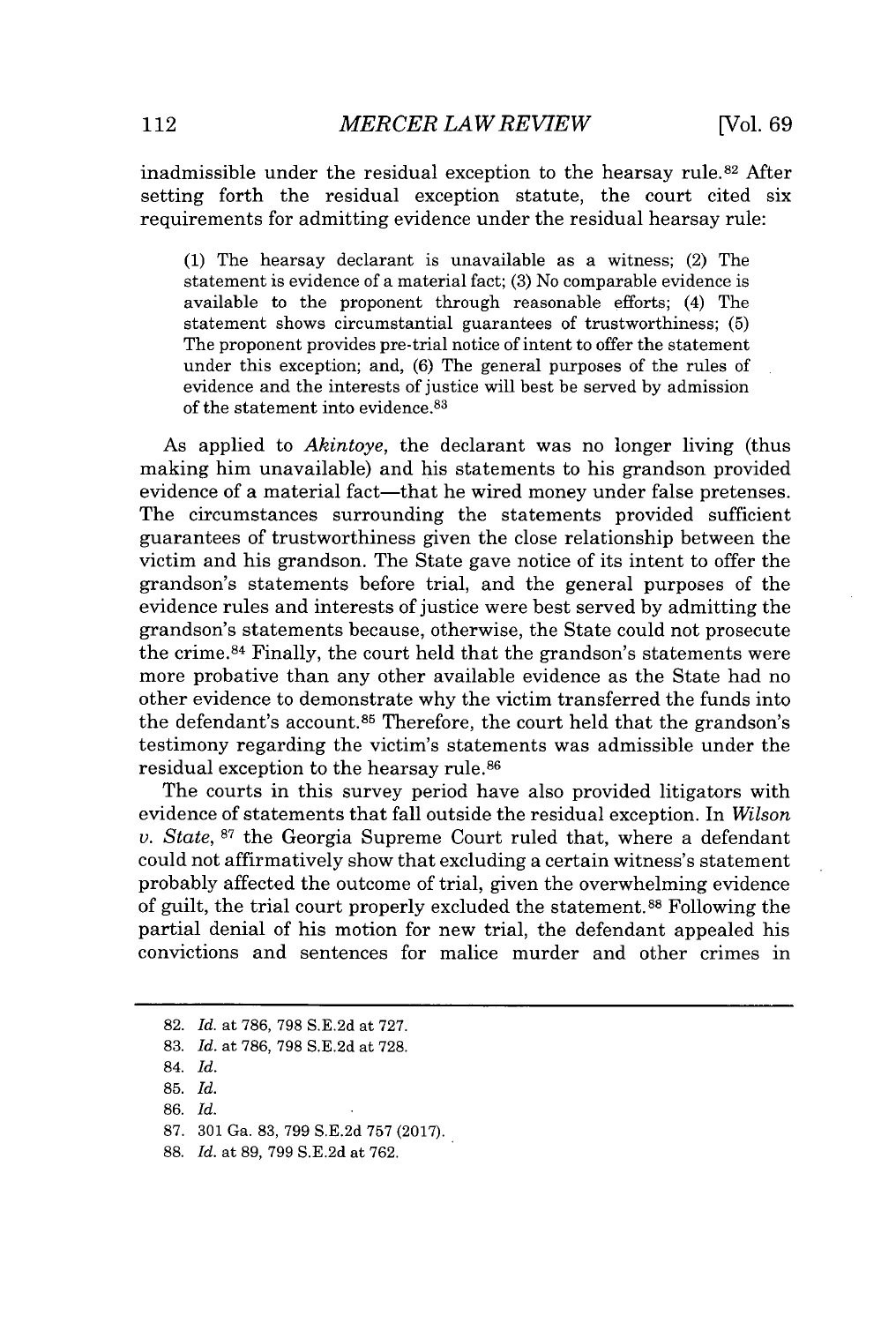inadmissible under the residual exception to the hearsay rule.[82] After setting forth the residual exception statute, the court cited six requirements for admitting evidence under the residual hearsay rule:

> (1) The hearsay declarant is unavailable as a witness; (2) The statement is evidence of a material fact; (3) No comparable evidence is available to the proponent through reasonable efforts; (4) The statement shows circumstantial guarantees of trustworthiness; (5) The proponent provides pre-trial notice of intent to offer the statement under this exception; and, (6) The general purposes of the rules of evidence and the interests of justice will best be served by admission of the statement into evidence.[83]

As applied to *Akintoye*, the declarant was no longer living (thus making him unavailable) and his statements to his grandson provided evidence of a material fact—that he wired money under false pretenses. The circumstances surrounding the statements provided sufficient guarantees of trustworthiness given the close relationship between the victim and his grandson. The State gave notice of its intent to offer the grandson's statements before trial, and the general purposes of the evidence rules and interests of justice were best served by admitting the grandson's statements because, otherwise, the State could not prosecute the crime.[84] Finally, the court held that the grandson's statements were more probative than any other available evidence as the State had no other evidence to demonstrate why the victim transferred the funds into the defendant's account.[85] Therefore, the court held that the grandson's testimony regarding the victim's statements was admissible under the residual exception to the hearsay rule.[86]

The courts in this survey period have also provided litigators with evidence of statements that fall outside the residual exception. In *Wilson v. State*,[87] the Georgia Supreme Court ruled that, where a defendant could not affirmatively show that excluding a certain witness's statement probably affected the outcome of trial, given the overwhelming evidence of guilt, the trial court properly excluded the statement.[88] Following the partial denial of his motion for new trial, the defendant appealed his convictions and sentences for malice murder and other crimes in

---

82. *Id.* at 786, 798 S.E.2d at 727.

83. *Id.* at 786, 798 S.E.2d at 728.

84. *Id.*

85. *Id.*

86. *Id.*

87. 301 Ga. 83, 799 S.E.2d 757 (2017).

88. *Id.* at 89, 799 S.E.2d at 762.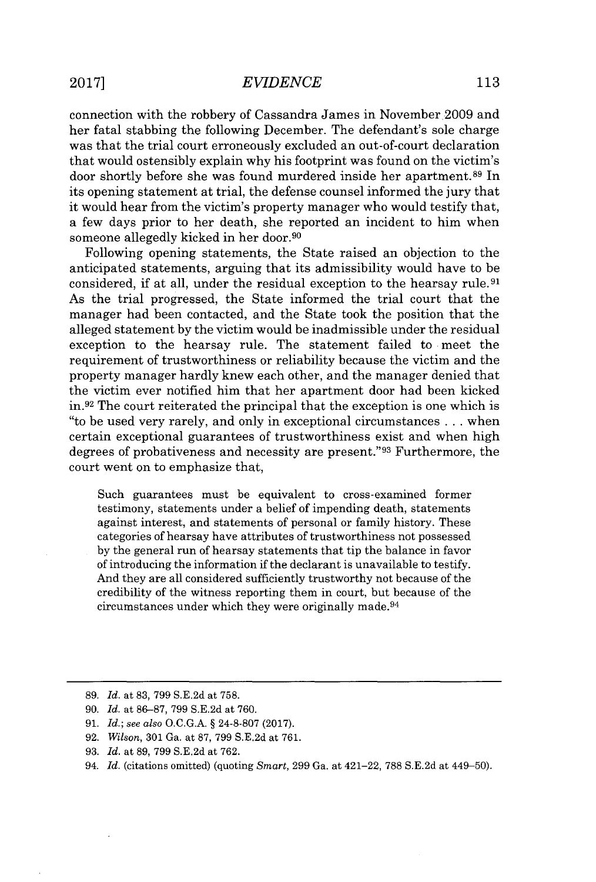connection with the robbery of Cassandra James in November 2009 and her fatal stabbing the following December. The defendant's sole charge was that the trial court erroneously excluded an out-of-court declaration that would ostensibly explain why his footprint was found on the victim's door shortly before she was found murdered inside her apartment.[89] In its opening statement at trial, the defense counsel informed the jury that it would hear from the victim's property manager who would testify that, a few days prior to her death, she reported an incident to him when someone allegedly kicked in her door.[90]

Following opening statements, the State raised an objection to the anticipated statements, arguing that its admissibility would have to be considered, if at all, under the residual exception to the hearsay rule.[91] As the trial progressed, the State informed the trial court that the manager had been contacted, and the State took the position that the alleged statement by the victim would be inadmissible under the residual exception to the hearsay rule. The statement failed to meet the requirement of trustworthiness or reliability because the victim and the property manager hardly knew each other, and the manager denied that the victim ever notified him that her apartment door had been kicked in.[92] The court reiterated the principal that the exception is one which is "to be used very rarely, and only in exceptional circumstances . . . when certain exceptional guarantees of trustworthiness exist and when high degrees of probativeness and necessity are present."[93] Furthermore, the court went on to emphasize that,

> Such guarantees must be equivalent to cross-examined former testimony, statements under a belief of impending death, statements against interest, and statements of personal or family history. These categories of hearsay have attributes of trustworthiness not possessed by the general run of hearsay statements that tip the balance in favor of introducing the information if the declarant is unavailable to testify. And they are all considered sufficiently trustworthy not because of the credibility of the witness reporting them in court, but because of the circumstances under which they were originally made.[94]

---

89. *Id.* at 83, 799 S.E.2d at 758.

90. *Id.* at 86–87, 799 S.E.2d at 760.

91. *Id.*; *see also* O.C.G.A. § 24-8-807 (2017).

92. *Wilson*, 301 Ga. at 87, 799 S.E.2d at 761.

93. *Id.* at 89, 799 S.E.2d at 762.

94. *Id.* (citations omitted) (quoting *Smart*, 299 Ga. at 421–22, 788 S.E.2d at 449–50).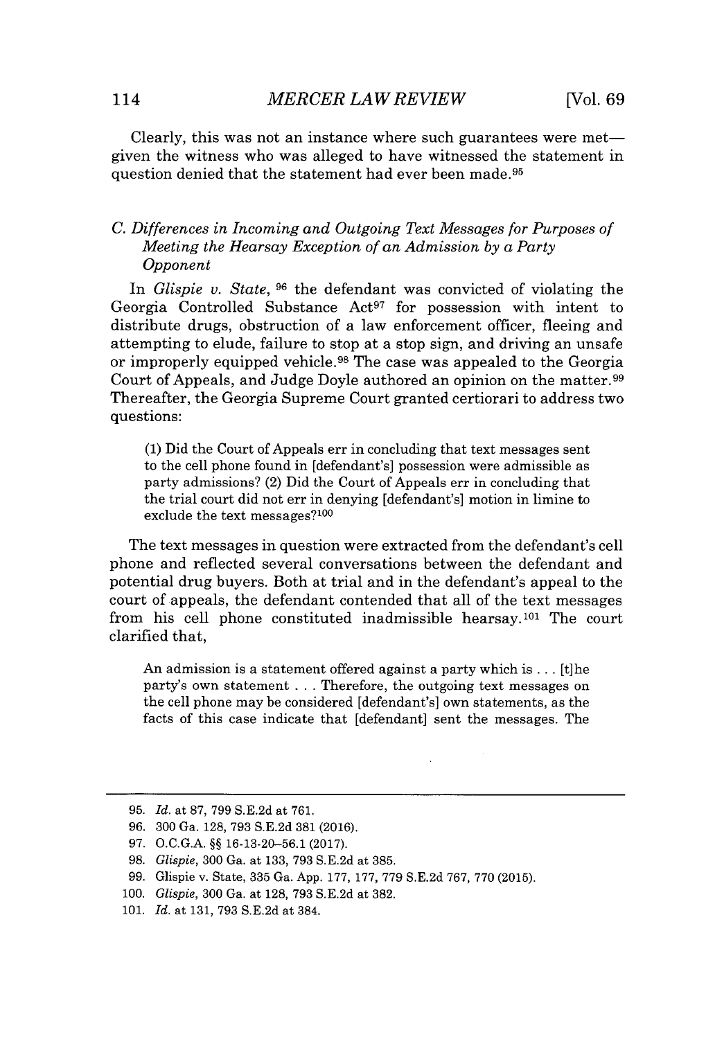Clearly, this was not an instance where such guarantees were met—given the witness who was alleged to have witnessed the statement in question denied that the statement had ever been made.[95]

### C. *Differences in Incoming and Outgoing Text Messages for Purposes of Meeting the Hearsay Exception of an Admission by a Party Opponent*

In *Glispie v. State*, [96] the defendant was convicted of violating the Georgia Controlled Substance Act[97] for possession with intent to distribute drugs, obstruction of a law enforcement officer, fleeing and attempting to elude, failure to stop at a stop sign, and driving an unsafe or improperly equipped vehicle.[98] The case was appealed to the Georgia Court of Appeals, and Judge Doyle authored an opinion on the matter.[99] Thereafter, the Georgia Supreme Court granted certiorari to address two questions:

> (1) Did the Court of Appeals err in concluding that text messages sent to the cell phone found in [defendant's] possession were admissible as party admissions? (2) Did the Court of Appeals err in concluding that the trial court did not err in denying [defendant's] motion in limine to exclude the text messages?[100]

The text messages in question were extracted from the defendant's cell phone and reflected several conversations between the defendant and potential drug buyers. Both at trial and in the defendant's appeal to the court of appeals, the defendant contended that all of the text messages from his cell phone constituted inadmissible hearsay.[101] The court clarified that,

> An admission is a statement offered against a party which is . . . [t]he party's own statement . . . Therefore, the outgoing text messages on the cell phone may be considered [defendant's] own statements, as the facts of this case indicate that [defendant] sent the messages. The

---

95. *Id.* at 87, 799 S.E.2d at 761.

96. 300 Ga. 128, 793 S.E.2d 381 (2016).

97. O.C.G.A. §§ 16-13-20–56.1 (2017).

98. *Glispie*, 300 Ga. at 133, 793 S.E.2d at 385.

99. Glispie v. State, 335 Ga. App. 177, 177, 779 S.E.2d 767, 770 (2015).

100. *Glispie*, 300 Ga. at 128, 793 S.E.2d at 382.

101. *Id.* at 131, 793 S.E.2d at 384.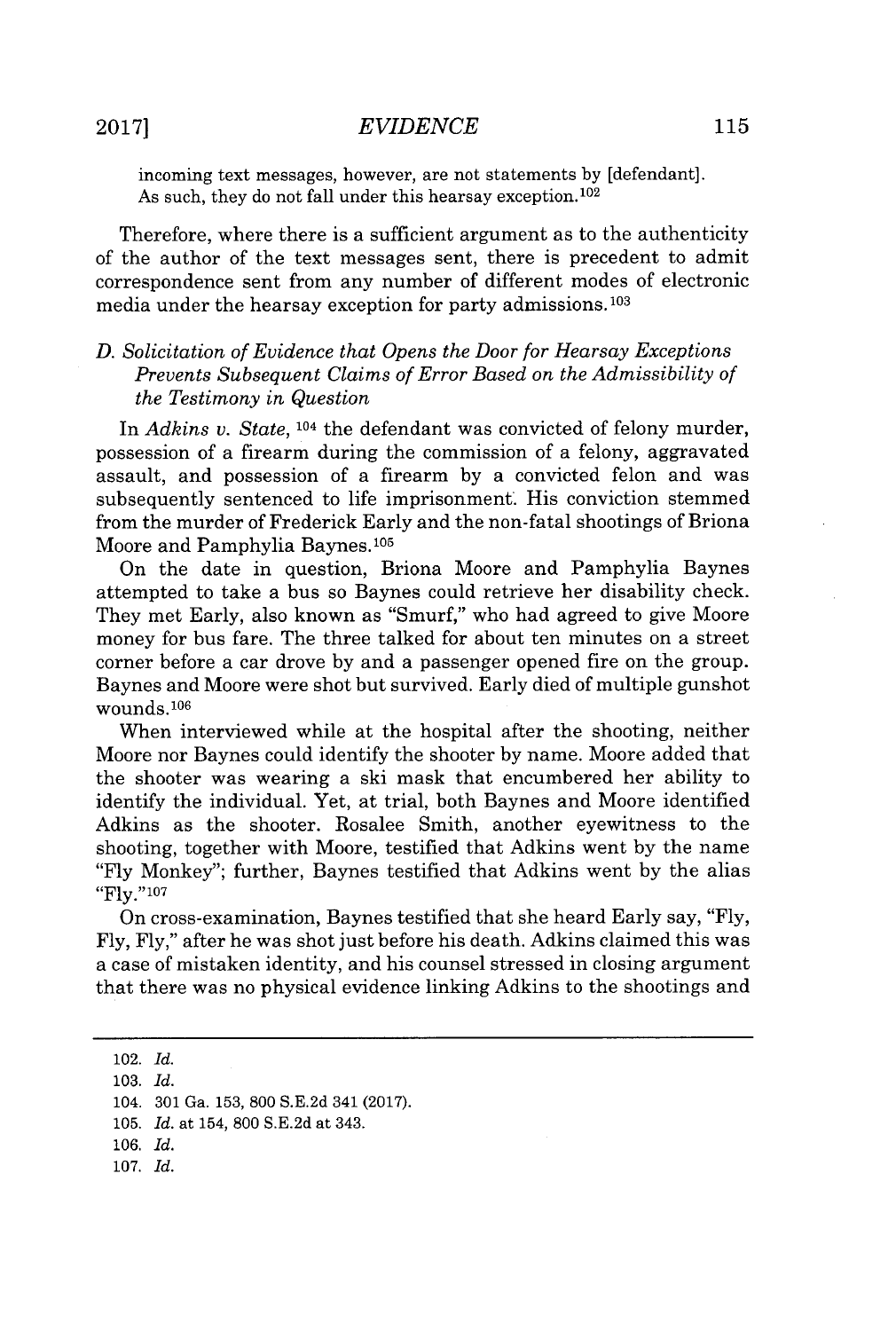incoming text messages, however, are not statements by [defendant]. As such, they do not fall under this hearsay exception.[102]

Therefore, where there is a sufficient argument as to the authenticity of the author of the text messages sent, there is precedent to admit correspondence sent from any number of different modes of electronic media under the hearsay exception for party admissions.[103]

### *D. Solicitation of Evidence that Opens the Door for Hearsay Exceptions Prevents Subsequent Claims of Error Based on the Admissibility of the Testimony in Question*

In *Adkins v. State*,[104] the defendant was convicted of felony murder, possession of a firearm during the commission of a felony, aggravated assault, and possession of a firearm by a convicted felon and was subsequently sentenced to life imprisonment. His conviction stemmed from the murder of Frederick Early and the non-fatal shootings of Briona Moore and Pamphylia Baynes.[105]

On the date in question, Briona Moore and Pamphylia Baynes attempted to take a bus so Baynes could retrieve her disability check. They met Early, also known as "Smurf," who had agreed to give Moore money for bus fare. The three talked for about ten minutes on a street corner before a car drove by and a passenger opened fire on the group. Baynes and Moore were shot but survived. Early died of multiple gunshot wounds.[106]

When interviewed while at the hospital after the shooting, neither Moore nor Baynes could identify the shooter by name. Moore added that the shooter was wearing a ski mask that encumbered her ability to identify the individual. Yet, at trial, both Baynes and Moore identified Adkins as the shooter. Rosalee Smith, another eyewitness to the shooting, together with Moore, testified that Adkins went by the name "Fly Monkey"; further, Baynes testified that Adkins went by the alias "Fly."[107]

On cross-examination, Baynes testified that she heard Early say, "Fly, Fly, Fly," after he was shot just before his death. Adkins claimed this was a case of mistaken identity, and his counsel stressed in closing argument that there was no physical evidence linking Adkins to the shootings and

---

102. *Id.*

103. *Id.*

104. 301 Ga. 153, 800 S.E.2d 341 (2017).

105. *Id.* at 154, 800 S.E.2d at 343.

106. *Id.*

107. *Id.*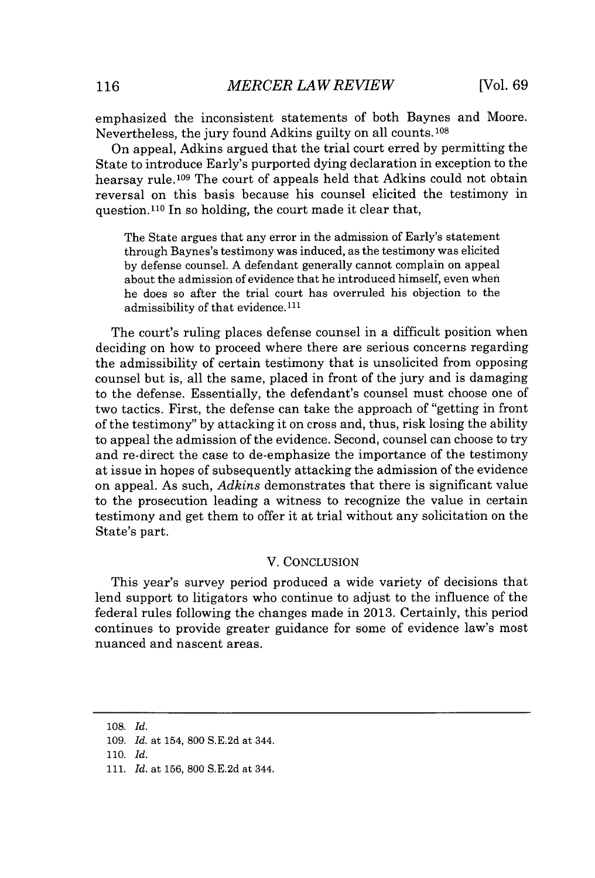emphasized the inconsistent statements of both Baynes and Moore. Nevertheless, the jury found Adkins guilty on all counts.[108]

On appeal, Adkins argued that the trial court erred by permitting the State to introduce Early's purported dying declaration in exception to the hearsay rule.[109] The court of appeals held that Adkins could not obtain reversal on this basis because his counsel elicited the testimony in question.[110] In so holding, the court made it clear that,

> The State argues that any error in the admission of Early's statement through Baynes's testimony was induced, as the testimony was elicited by defense counsel. A defendant generally cannot complain on appeal about the admission of evidence that he introduced himself, even when he does so after the trial court has overruled his objection to the admissibility of that evidence.[111]

The court's ruling places defense counsel in a difficult position when deciding on how to proceed where there are serious concerns regarding the admissibility of certain testimony that is unsolicited from opposing counsel but is, all the same, placed in front of the jury and is damaging to the defense. Essentially, the defendant's counsel must choose one of two tactics. First, the defense can take the approach of "getting in front of the testimony" by attacking it on cross and, thus, risk losing the ability to appeal the admission of the evidence. Second, counsel can choose to try and re-direct the case to de-emphasize the importance of the testimony at issue in hopes of subsequently attacking the admission of the evidence on appeal. As such, *Adkins* demonstrates that there is significant value to the prosecution leading a witness to recognize the value in certain testimony and get them to offer it at trial without any solicitation on the State's part.

## V. CONCLUSION

This year's survey period produced a wide variety of decisions that lend support to litigators who continue to adjust to the influence of the federal rules following the changes made in 2013. Certainly, this period continues to provide greater guidance for some of evidence law's most nuanced and nascent areas.

---

108. *Id.*

109. *Id.* at 154, 800 S.E.2d at 344.

110. *Id.*

111. *Id.* at 156, 800 S.E.2d at 344.